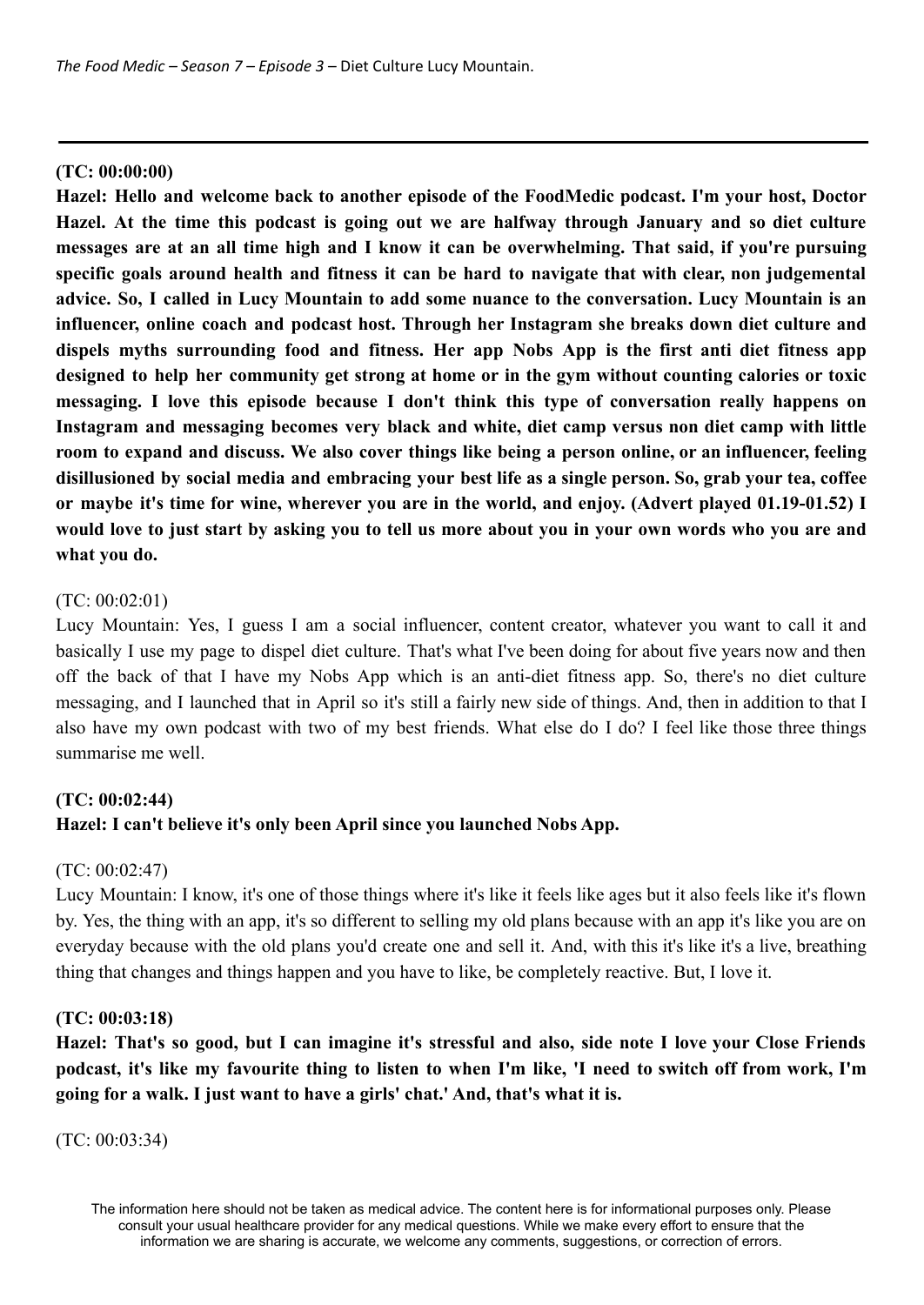**(TC: 00:00:00)**

**Hazel: Hello and welcome back to another episode of the FoodMedic podcast. I'm your host, Doctor Hazel. At the time this podcast is going out we are halfway through January and so diet culture messages are at an all time high and I know it can be overwhelming. That said, if you're pursuing specific goals around health and fitness it can be hard to navigate that with clear, non judgemental advice. So, I called in Lucy Mountain to add some nuance to the conversation. Lucy Mountain is an influencer, online coach and podcast host. Through her Instagram she breaks down diet culture and dispels myths surrounding food and fitness. Her app Nobs App is the first anti diet fitness app designed to help her community get strong at home or in the gym without counting calories or toxic messaging. I love this episode because I don't think this type of conversation really happens on Instagram and messaging becomes very black and white, diet camp versus non diet camp with little room to expand and discuss. We also cover things like being a person online, or an influencer, feeling disillusioned by social media and embracing your best life as a single person. So, grab your tea, coffee or maybe it's time for wine, wherever you are in the world, and enjoy. (Advert played 01.19-01.52) I would love to just start by asking you to tell us more about you in your own words who you are and what you do.**

(TC: 00:02:01)

Lucy Mountain: Yes, I guess I am a social influencer, content creator, whatever you want to call it and basically I use my page to dispel diet culture. That's what I've been doing for about five years now and then off the back of that I have my Nobs App which is an anti-diet fitness app. So, there's no diet culture messaging, and I launched that in April so it's still a fairly new side of things. And, then in addition to that I also have my own podcast with two of my best friends. What else do I do? I feel like those three things summarise me well.

**(TC: 00:02:44)**

**Hazel: I can't believe it's only been April since you launched Nobs App.**

(TC: 00:02:47)

Lucy Mountain: I know, it's one of those things where it's like it feels like ages but it also feels like it's flown by. Yes, the thing with an app, it's so different to selling my old plans because with an app it's like you are on everyday because with the old plans you'd create one and sell it. And, with this it's like it's a live, breathing thing that changes and things happen and you have to like, be completely reactive. But, I love it.

**(TC: 00:03:18)**

**Hazel: That's so good, but I can imagine it's stressful and also, side note I love your Close Friends podcast, it's like my favourite thing to listen to when I'm like, 'I need to switch off from work, I'm going for a walk. I just want to have a girls' chat.' And, that's what it is.**

(TC: 00:03:34)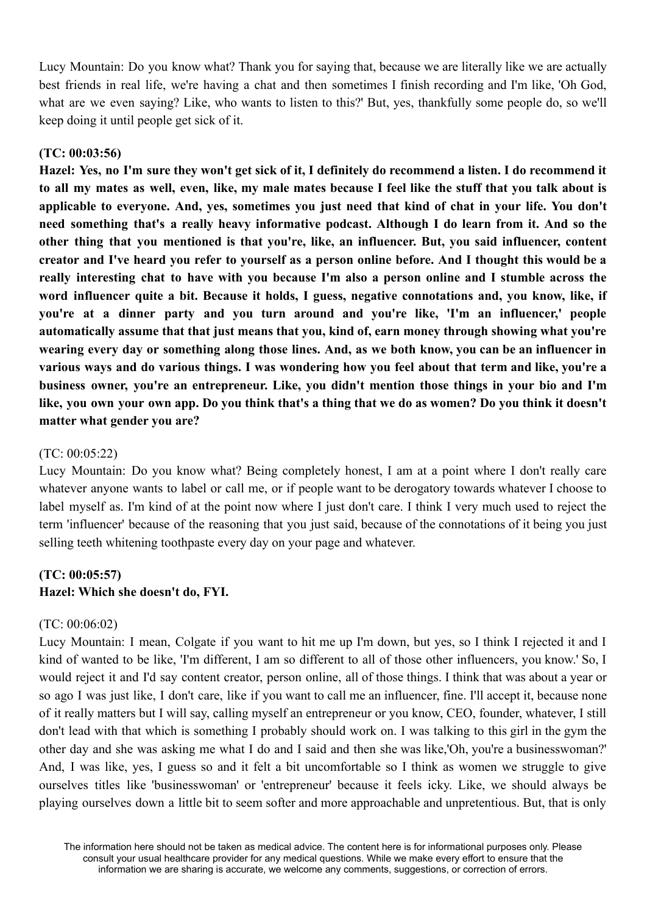Lucy Mountain: Do you know what? Thank you for saying that, because we are literally like we are actually best friends in real life, we're having a chat and then sometimes I finish recording and I'm like, 'Oh God, what are we even saying? Like, who wants to listen to this?' But, yes, thankfully some people do, so we'll keep doing it until people get sick of it.

**(TC: 00:03:56)**
**Hazel: Yes, no I'm sure they won't get sick of it, I definitely do recommend a listen. I do recommend it to all my mates as well, even, like, my male mates because I feel like the stuff that you talk about is applicable to everyone. And, yes, sometimes you just need that kind of chat in your life. You don't need something that's a really heavy informative podcast. Although I do learn from it. And so the other thing that you mentioned is that you're, like, an influencer. But, you said influencer, content creator and I've heard you refer to yourself as a person online before. And I thought this would be a really interesting chat to have with you because I'm also a person online and I stumble across the word influencer quite a bit. Because it holds, I guess, negative connotations and, you know, like, if you're at a dinner party and you turn around and you're like, 'I'm an influencer,' people automatically assume that that just means that you, kind of, earn money through showing what you're wearing every day or something along those lines. And, as we both know, you can be an influencer in various ways and do various things. I was wondering how you feel about that term and like, you're a business owner, you're an entrepreneur. Like, you didn't mention those things in your bio and I'm like, you own your own app. Do you think that's a thing that we do as women? Do you think it doesn't matter what gender you are?**

(TC: 00:05:22)
Lucy Mountain: Do you know what? Being completely honest, I am at a point where I don't really care whatever anyone wants to label or call me, or if people want to be derogatory towards whatever I choose to label myself as. I'm kind of at the point now where I just don't care. I think I very much used to reject the term 'influencer' because of the reasoning that you just said, because of the connotations of it being you just selling teeth whitening toothpaste every day on your page and whatever.

**(TC: 00:05:57)**
**Hazel: Which she doesn't do, FYI.**

(TC: 00:06:02)
Lucy Mountain: I mean, Colgate if you want to hit me up I'm down, but yes, so I think I rejected it and I kind of wanted to be like, 'I'm different, I am so different to all of those other influencers, you know.' So, I would reject it and I'd say content creator, person online, all of those things. I think that was about a year or so ago I was just like, I don't care, like if you want to call me an influencer, fine. I'll accept it, because none of it really matters but I will say, calling myself an entrepreneur or you know, CEO, founder, whatever, I still don't lead with that which is something I probably should work on. I was talking to this girl in the gym the other day and she was asking me what I do and I said and then she was like,'Oh, you're a businesswoman?' And, I was like, yes, I guess so and it felt a bit uncomfortable so I think as women we struggle to give ourselves titles like 'businesswoman' or 'entrepreneur' because it feels icky. Like, we should always be playing ourselves down a little bit to seem softer and more approachable and unpretentious. But, that is only

The information here should not be taken as medical advice. The content here is for informational purposes only. Please consult your usual healthcare provider for any medical questions. While we make every effort to ensure that the information we are sharing is accurate, we welcome any comments, suggestions, or correction of errors.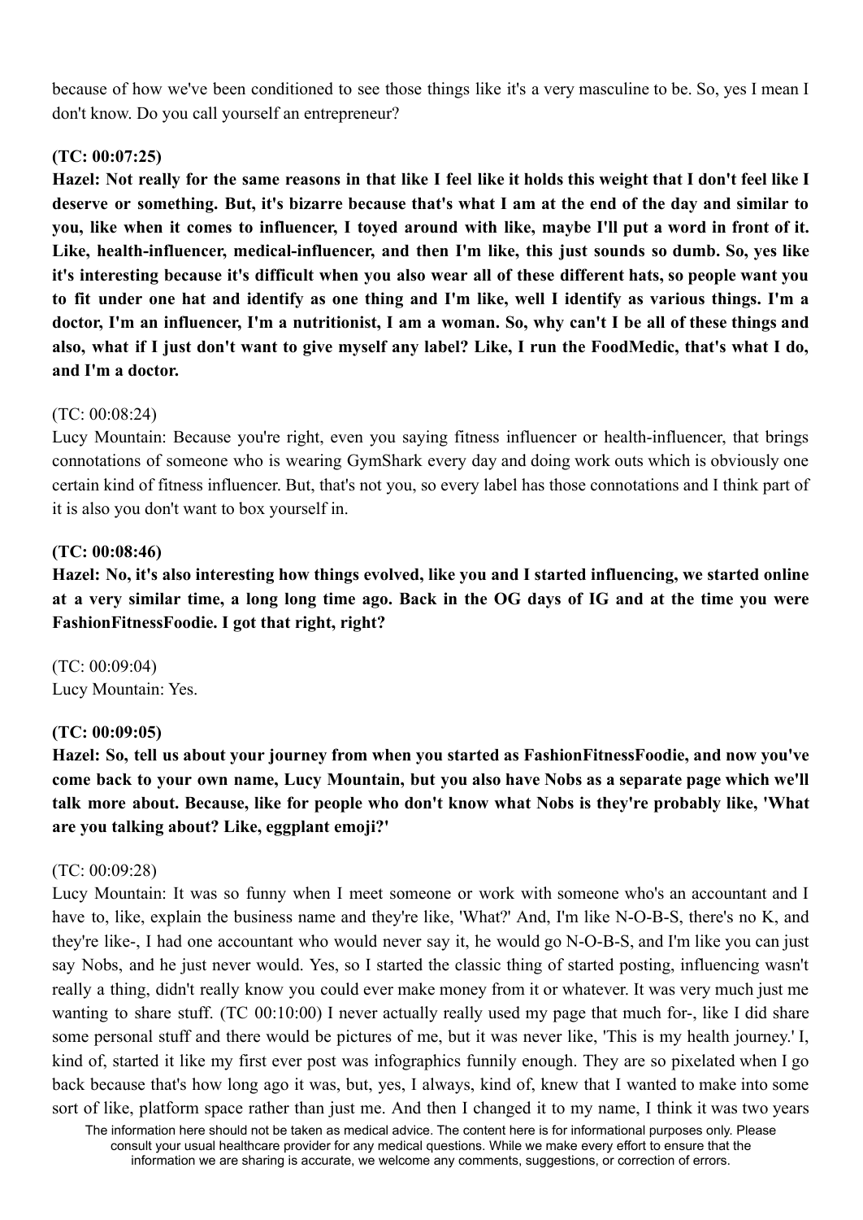because of how we've been conditioned to see those things like it's a very masculine to be. So, yes I mean I don't know. Do you call yourself an entrepreneur?

**(TC: 00:07:25)**

**Hazel: Not really for the same reasons in that like I feel like it holds this weight that I don't feel like I deserve or something. But, it's bizarre because that's what I am at the end of the day and similar to you, like when it comes to influencer, I toyed around with like, maybe I'll put a word in front of it. Like, health-influencer, medical-influencer, and then I'm like, this just sounds so dumb. So, yes like it's interesting because it's difficult when you also wear all of these different hats, so people want you to fit under one hat and identify as one thing and I'm like, well I identify as various things. I'm a doctor, I'm an influencer, I'm a nutritionist, I am a woman. So, why can't I be all of these things and also, what if I just don't want to give myself any label? Like, I run the FoodMedic, that's what I do, and I'm a doctor.**

(TC: 00:08:24)

Lucy Mountain: Because you're right, even you saying fitness influencer or health-influencer, that brings connotations of someone who is wearing GymShark every day and doing work outs which is obviously one certain kind of fitness influencer. But, that's not you, so every label has those connotations and I think part of it is also you don't want to box yourself in.

**(TC: 00:08:46)**

**Hazel: No, it's also interesting how things evolved, like you and I started influencing, we started online at a very similar time, a long long time ago. Back in the OG days of IG and at the time you were FashionFitnessFoodie. I got that right, right?**

(TC: 00:09:04)

Lucy Mountain: Yes.

**(TC: 00:09:05)**

**Hazel: So, tell us about your journey from when you started as FashionFitnessFoodie, and now you've come back to your own name, Lucy Mountain, but you also have Nobs as a separate page which we'll talk more about. Because, like for people who don't know what Nobs is they're probably like, 'What are you talking about? Like, eggplant emoji?'**

(TC: 00:09:28)

Lucy Mountain: It was so funny when I meet someone or work with someone who's an accountant and I have to, like, explain the business name and they're like, 'What?' And, I'm like N-O-B-S, there's no K, and they're like-, I had one accountant who would never say it, he would go N-O-B-S, and I'm like you can just say Nobs, and he just never would. Yes, so I started the classic thing of started posting, influencing wasn't really a thing, didn't really know you could ever make money from it or whatever. It was very much just me wanting to share stuff. (TC 00:10:00) I never actually really used my page that much for-, like I did share some personal stuff and there would be pictures of me, but it was never like, 'This is my health journey.' I, kind of, started it like my first ever post was infographics funnily enough. They are so pixelated when I go back because that's how long ago it was, but, yes, I always, kind of, knew that I wanted to make into some sort of like, platform space rather than just me. And then I changed it to my name, I think it was two years

The information here should not be taken as medical advice. The content here is for informational purposes only. Please consult your usual healthcare provider for any medical questions. While we make every effort to ensure that the information we are sharing is accurate, we welcome any comments, suggestions, or correction of errors.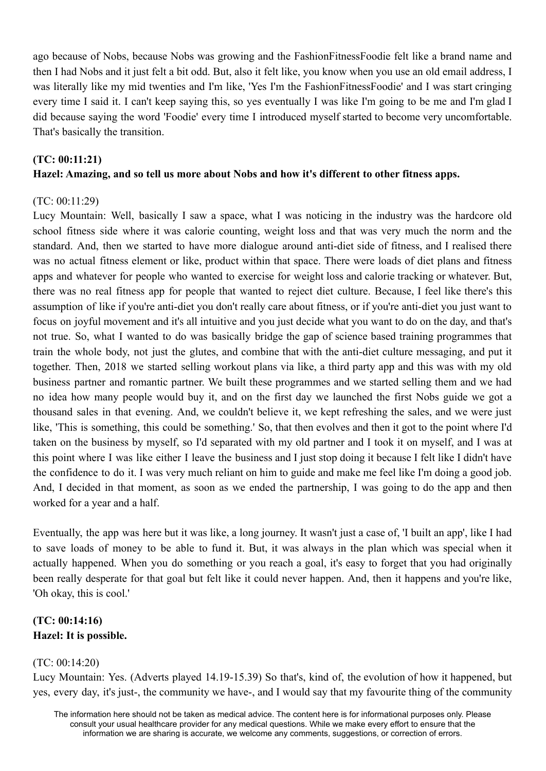ago because of Nobs, because Nobs was growing and the FashionFitnessFoodie felt like a brand name and then I had Nobs and it just felt a bit odd. But, also it felt like, you know when you use an old email address, I was literally like my mid twenties and I'm like, 'Yes I'm the FashionFitnessFoodie' and I was start cringing every time I said it. I can't keep saying this, so yes eventually I was like I'm going to be me and I'm glad I did because saying the word 'Foodie' every time I introduced myself started to become very uncomfortable. That's basically the transition.

**(TC: 00:11:21)**
**Hazel: Amazing, and so tell us more about Nobs and how it's different to other fitness apps.**

(TC: 00:11:29)
Lucy Mountain: Well, basically I saw a space, what I was noticing in the industry was the hardcore old school fitness side where it was calorie counting, weight loss and that was very much the norm and the standard. And, then we started to have more dialogue around anti-diet side of fitness, and I realised there was no actual fitness element or like, product within that space. There were loads of diet plans and fitness apps and whatever for people who wanted to exercise for weight loss and calorie tracking or whatever. But, there was no real fitness app for people that wanted to reject diet culture. Because, I feel like there's this assumption of like if you're anti-diet you don't really care about fitness, or if you're anti-diet you just want to focus on joyful movement and it's all intuitive and you just decide what you want to do on the day, and that's not true. So, what I wanted to do was basically bridge the gap of science based training programmes that train the whole body, not just the glutes, and combine that with the anti-diet culture messaging, and put it together. Then, 2018 we started selling workout plans via like, a third party app and this was with my old business partner and romantic partner. We built these programmes and we started selling them and we had no idea how many people would buy it, and on the first day we launched the first Nobs guide we got a thousand sales in that evening. And, we couldn't believe it, we kept refreshing the sales, and we were just like, 'This is something, this could be something.' So, that then evolves and then it got to the point where I'd taken on the business by myself, so I'd separated with my old partner and I took it on myself, and I was at this point where I was like either I leave the business and I just stop doing it because I felt like I didn't have the confidence to do it. I was very much reliant on him to guide and make me feel like I'm doing a good job. And, I decided in that moment, as soon as we ended the partnership, I was going to do the app and then worked for a year and a half.

Eventually, the app was here but it was like, a long journey. It wasn't just a case of, 'I built an app', like I had to save loads of money to be able to fund it. But, it was always in the plan which was special when it actually happened. When you do something or you reach a goal, it's easy to forget that you had originally been really desperate for that goal but felt like it could never happen. And, then it happens and you're like, 'Oh okay, this is cool.'

**(TC: 00:14:16)**
**Hazel: It is possible.**

(TC: 00:14:20)
Lucy Mountain: Yes. (Adverts played 14.19-15.39) So that's, kind of, the evolution of how it happened, but yes, every day, it's just-, the community we have-, and I would say that my favourite thing of the community

The information here should not be taken as medical advice. The content here is for informational purposes only. Please consult your usual healthcare provider for any medical questions. While we make every effort to ensure that the information we are sharing is accurate, we welcome any comments, suggestions, or correction of errors.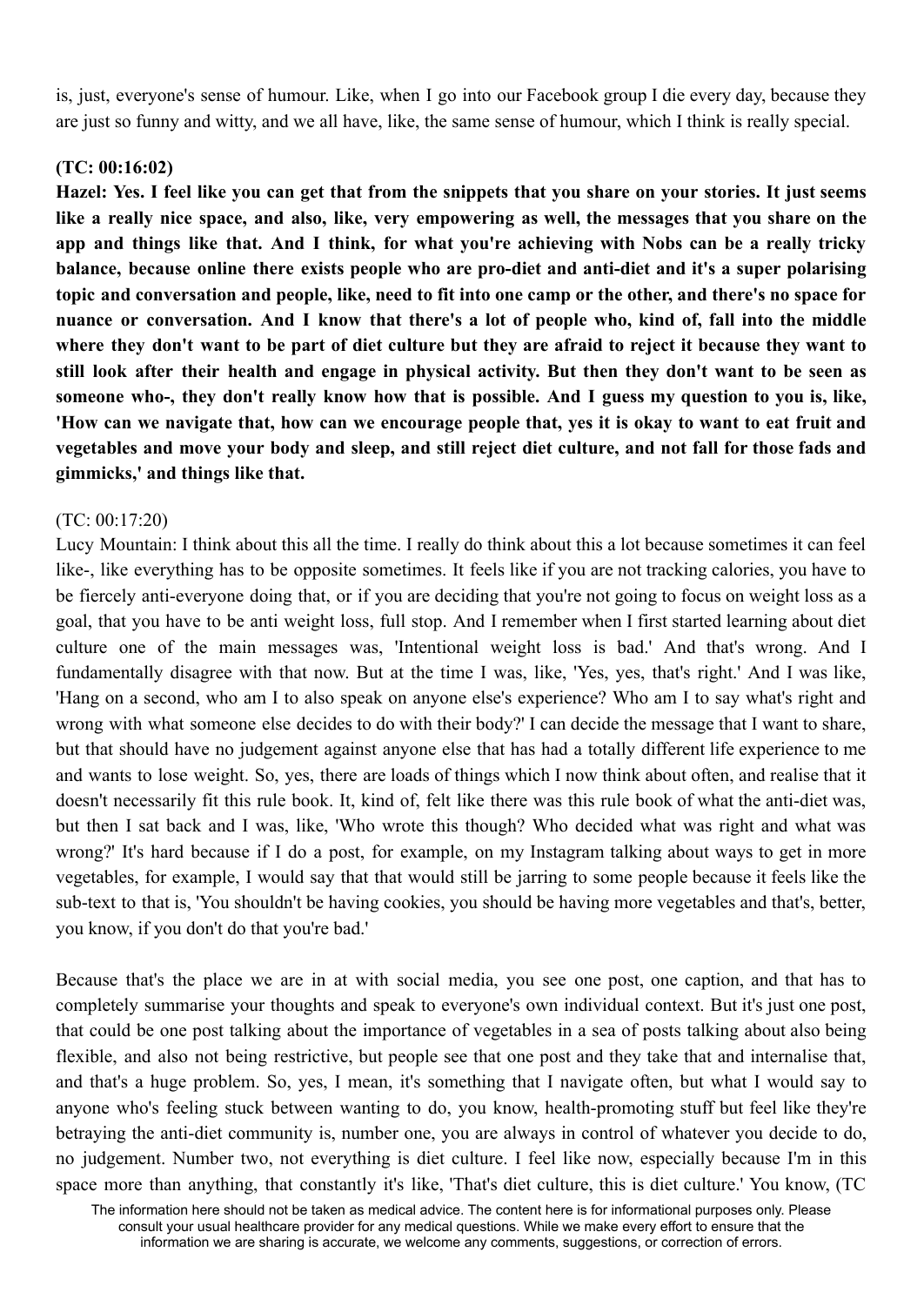is, just, everyone's sense of humour. Like, when I go into our Facebook group I die every day, because they are just so funny and witty, and we all have, like, the same sense of humour, which I think is really special.

**(TC: 00:16:02)**

**Hazel: Yes. I feel like you can get that from the snippets that you share on your stories. It just seems like a really nice space, and also, like, very empowering as well, the messages that you share on the app and things like that. And I think, for what you're achieving with Nobs can be a really tricky balance, because online there exists people who are pro-diet and anti-diet and it's a super polarising topic and conversation and people, like, need to fit into one camp or the other, and there's no space for nuance or conversation. And I know that there's a lot of people who, kind of, fall into the middle where they don't want to be part of diet culture but they are afraid to reject it because they want to still look after their health and engage in physical activity. But then they don't want to be seen as someone who-, they don't really know how that is possible. And I guess my question to you is, like, 'How can we navigate that, how can we encourage people that, yes it is okay to want to eat fruit and vegetables and move your body and sleep, and still reject diet culture, and not fall for those fads and gimmicks,' and things like that.**

(TC: 00:17:20)

Lucy Mountain: I think about this all the time. I really do think about this a lot because sometimes it can feel like-, like everything has to be opposite sometimes. It feels like if you are not tracking calories, you have to be fiercely anti-everyone doing that, or if you are deciding that you're not going to focus on weight loss as a goal, that you have to be anti weight loss, full stop. And I remember when I first started learning about diet culture one of the main messages was, 'Intentional weight loss is bad.' And that's wrong. And I fundamentally disagree with that now. But at the time I was, like, 'Yes, yes, that's right.' And I was like, 'Hang on a second, who am I to also speak on anyone else's experience? Who am I to say what's right and wrong with what someone else decides to do with their body?' I can decide the message that I want to share, but that should have no judgement against anyone else that has had a totally different life experience to me and wants to lose weight. So, yes, there are loads of things which I now think about often, and realise that it doesn't necessarily fit this rule book. It, kind of, felt like there was this rule book of what the anti-diet was, but then I sat back and I was, like, 'Who wrote this though? Who decided what was right and what was wrong?' It's hard because if I do a post, for example, on my Instagram talking about ways to get in more vegetables, for example, I would say that that would still be jarring to some people because it feels like the sub-text to that is, 'You shouldn't be having cookies, you should be having more vegetables and that's, better, you know, if you don't do that you're bad.'

Because that's the place we are in at with social media, you see one post, one caption, and that has to completely summarise your thoughts and speak to everyone's own individual context. But it's just one post, that could be one post talking about the importance of vegetables in a sea of posts talking about also being flexible, and also not being restrictive, but people see that one post and they take that and internalise that, and that's a huge problem. So, yes, I mean, it's something that I navigate often, but what I would say to anyone who's feeling stuck between wanting to do, you know, health-promoting stuff but feel like they're betraying the anti-diet community is, number one, you are always in control of whatever you decide to do, no judgement. Number two, not everything is diet culture. I feel like now, especially because I'm in this space more than anything, that constantly it's like, 'That's diet culture, this is diet culture.' You know, (TC

The information here should not be taken as medical advice. The content here is for informational purposes only. Please consult your usual healthcare provider for any medical questions. While we make every effort to ensure that the information we are sharing is accurate, we welcome any comments, suggestions, or correction of errors.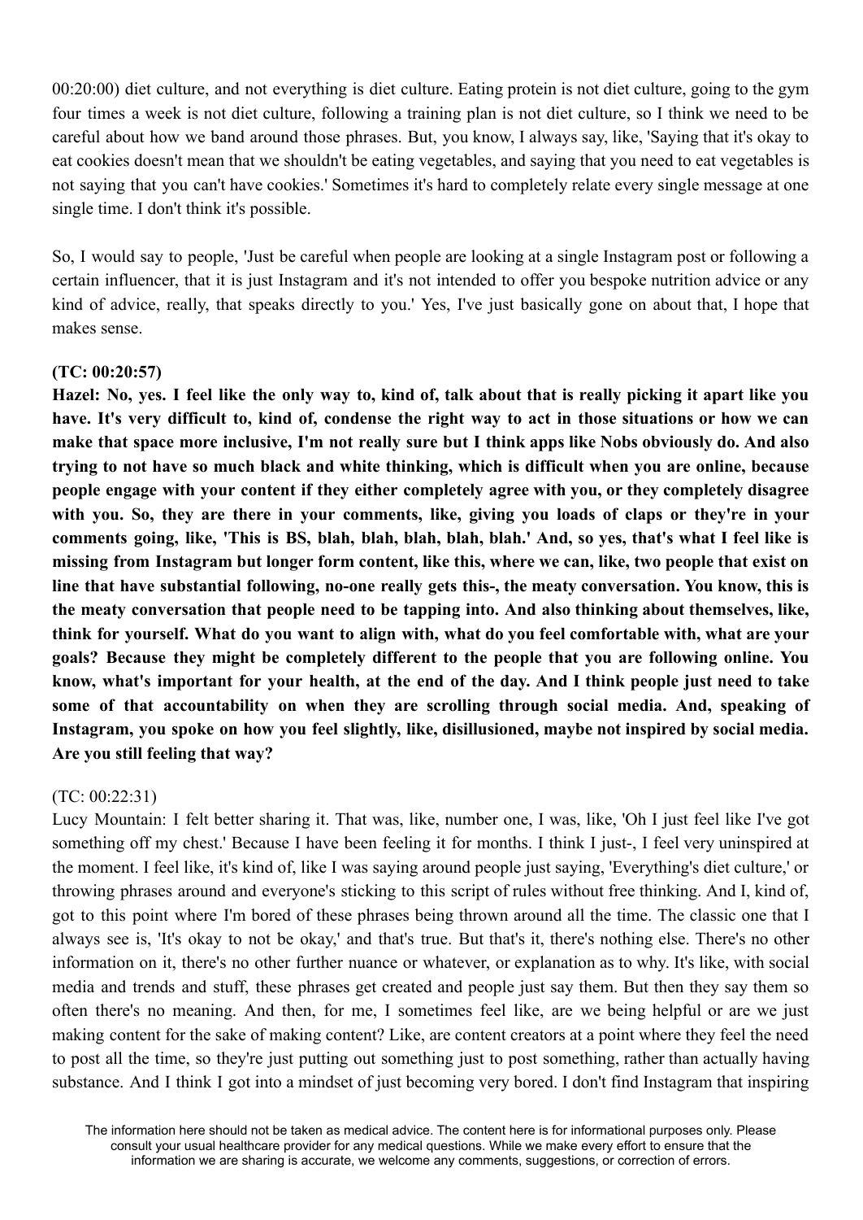00:20:00) diet culture, and not everything is diet culture. Eating protein is not diet culture, going to the gym four times a week is not diet culture, following a training plan is not diet culture, so I think we need to be careful about how we band around those phrases. But, you know, I always say, like, 'Saying that it's okay to eat cookies doesn't mean that we shouldn't be eating vegetables, and saying that you need to eat vegetables is not saying that you can't have cookies.' Sometimes it's hard to completely relate every single message at one single time. I don't think it's possible.

So, I would say to people, 'Just be careful when people are looking at a single Instagram post or following a certain influencer, that it is just Instagram and it's not intended to offer you bespoke nutrition advice or any kind of advice, really, that speaks directly to you.' Yes, I've just basically gone on about that, I hope that makes sense.

**(TC: 00:20:57)**

**Hazel: No, yes. I feel like the only way to, kind of, talk about that is really picking it apart like you have. It's very difficult to, kind of, condense the right way to act in those situations or how we can make that space more inclusive, I'm not really sure but I think apps like Nobs obviously do. And also trying to not have so much black and white thinking, which is difficult when you are online, because people engage with your content if they either completely agree with you, or they completely disagree with you. So, they are there in your comments, like, giving you loads of claps or they're in your comments going, like, 'This is BS, blah, blah, blah, blah, blah.' And, so yes, that's what I feel like is missing from Instagram but longer form content, like this, where we can, like, two people that exist on line that have substantial following, no-one really gets this-, the meaty conversation. You know, this is the meaty conversation that people need to be tapping into. And also thinking about themselves, like, think for yourself. What do you want to align with, what do you feel comfortable with, what are your goals? Because they might be completely different to the people that you are following online. You know, what's important for your health, at the end of the day. And I think people just need to take some of that accountability on when they are scrolling through social media. And, speaking of Instagram, you spoke on how you feel slightly, like, disillusioned, maybe not inspired by social media. Are you still feeling that way?**

(TC: 00:22:31)

Lucy Mountain: I felt better sharing it. That was, like, number one, I was, like, 'Oh I just feel like I've got something off my chest.' Because I have been feeling it for months. I think I just-, I feel very uninspired at the moment. I feel like, it's kind of, like I was saying around people just saying, 'Everything's diet culture,' or throwing phrases around and everyone's sticking to this script of rules without free thinking. And I, kind of, got to this point where I'm bored of these phrases being thrown around all the time. The classic one that I always see is, 'It's okay to not be okay,' and that's true. But that's it, there's nothing else. There's no other information on it, there's no other further nuance or whatever, or explanation as to why. It's like, with social media and trends and stuff, these phrases get created and people just say them. But then they say them so often there's no meaning. And then, for me, I sometimes feel like, are we being helpful or are we just making content for the sake of making content? Like, are content creators at a point where they feel the need to post all the time, so they're just putting out something just to post something, rather than actually having substance. And I think I got into a mindset of just becoming very bored. I don't find Instagram that inspiring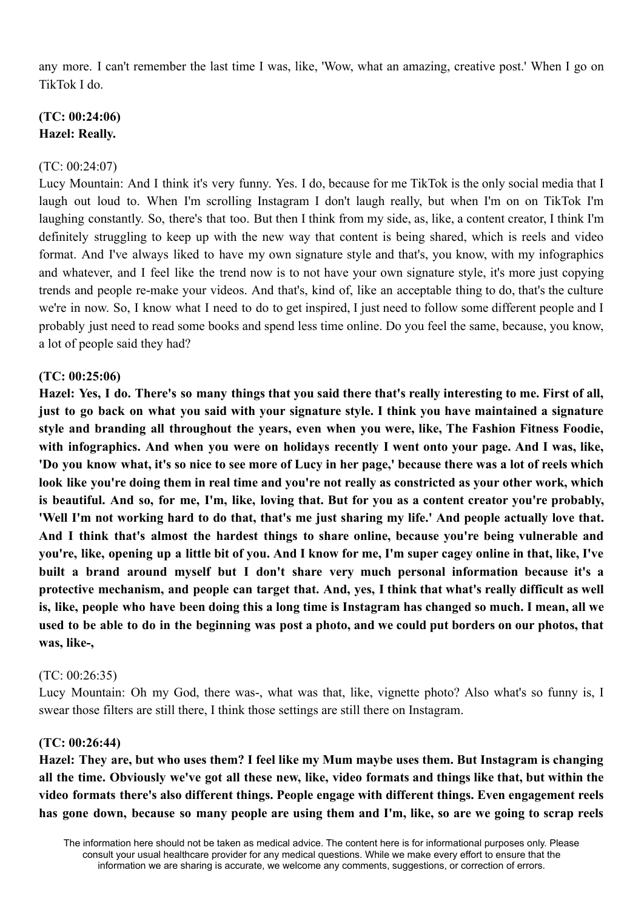any more. I can't remember the last time I was, like, 'Wow, what an amazing, creative post.' When I go on TikTok I do.

**(TC: 00:24:06)**
**Hazel: Really.**

(TC: 00:24:07)
Lucy Mountain: And I think it's very funny. Yes. I do, because for me TikTok is the only social media that I laugh out loud to. When I'm scrolling Instagram I don't laugh really, but when I'm on on TikTok I'm laughing constantly. So, there's that too. But then I think from my side, as, like, a content creator, I think I'm definitely struggling to keep up with the new way that content is being shared, which is reels and video format. And I've always liked to have my own signature style and that's, you know, with my infographics and whatever, and I feel like the trend now is to not have your own signature style, it's more just copying trends and people re-make your videos. And that's, kind of, like an acceptable thing to do, that's the culture we're in now. So, I know what I need to do to get inspired, I just need to follow some different people and I probably just need to read some books and spend less time online. Do you feel the same, because, you know, a lot of people said they had?

**(TC: 00:25:06)**
**Hazel: Yes, I do. There's so many things that you said there that's really interesting to me. First of all, just to go back on what you said with your signature style. I think you have maintained a signature style and branding all throughout the years, even when you were, like, The Fashion Fitness Foodie, with infographics. And when you were on holidays recently I went onto your page. And I was, like, 'Do you know what, it's so nice to see more of Lucy in her page,' because there was a lot of reels which look like you're doing them in real time and you're not really as constricted as your other work, which is beautiful. And so, for me, I'm, like, loving that. But for you as a content creator you're probably, 'Well I'm not working hard to do that, that's me just sharing my life.' And people actually love that. And I think that's almost the hardest things to share online, because you're being vulnerable and you're, like, opening up a little bit of you. And I know for me, I'm super cagey online in that, like, I've built a brand around myself but I don't share very much personal information because it's a protective mechanism, and people can target that. And, yes, I think that what's really difficult as well is, like, people who have been doing this a long time is Instagram has changed so much. I mean, all we used to be able to do in the beginning was post a photo, and we could put borders on our photos, that was, like-,**

(TC: 00:26:35)
Lucy Mountain: Oh my God, there was-, what was that, like, vignette photo? Also what's so funny is, I swear those filters are still there, I think those settings are still there on Instagram.

**(TC: 00:26:44)**
**Hazel: They are, but who uses them? I feel like my Mum maybe uses them. But Instagram is changing all the time. Obviously we've got all these new, like, video formats and things like that, but within the video formats there's also different things. People engage with different things. Even engagement reels has gone down, because so many people are using them and I'm, like, so are we going to scrap reels**

The information here should not be taken as medical advice. The content here is for informational purposes only. Please consult your usual healthcare provider for any medical questions. While we make every effort to ensure that the information we are sharing is accurate, we welcome any comments, suggestions, or correction of errors.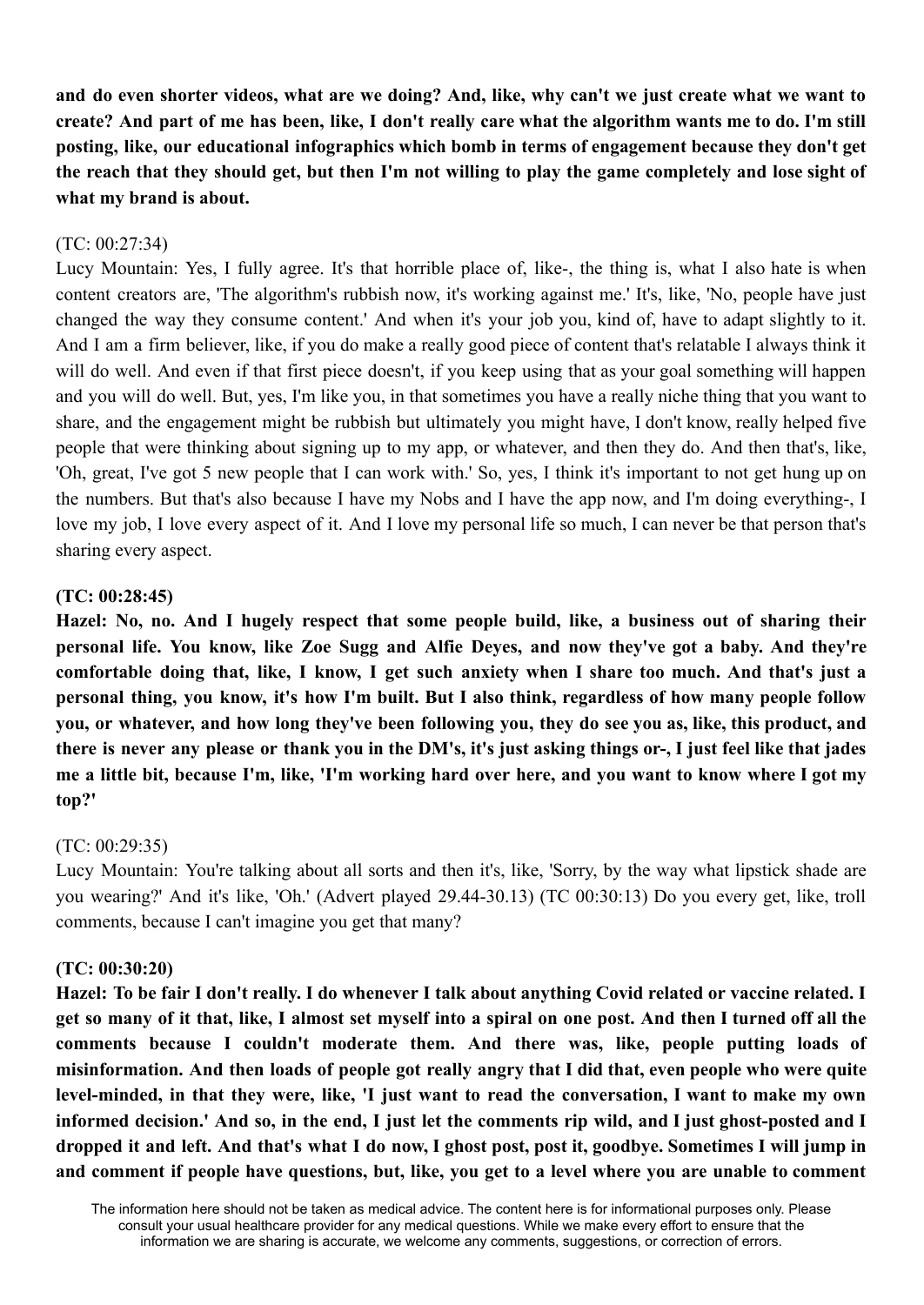**and do even shorter videos, what are we doing? And, like, why can't we just create what we want to create? And part of me has been, like, I don't really care what the algorithm wants me to do. I'm still posting, like, our educational infographics which bomb in terms of engagement because they don't get the reach that they should get, but then I'm not willing to play the game completely and lose sight of what my brand is about.**

(TC: 00:27:34)
Lucy Mountain: Yes, I fully agree. It's that horrible place of, like-, the thing is, what I also hate is when content creators are, 'The algorithm's rubbish now, it's working against me.' It's, like, 'No, people have just changed the way they consume content.' And when it's your job you, kind of, have to adapt slightly to it. And I am a firm believer, like, if you do make a really good piece of content that's relatable I always think it will do well. And even if that first piece doesn't, if you keep using that as your goal something will happen and you will do well. But, yes, I'm like you, in that sometimes you have a really niche thing that you want to share, and the engagement might be rubbish but ultimately you might have, I don't know, really helped five people that were thinking about signing up to my app, or whatever, and then they do. And then that's, like, 'Oh, great, I've got 5 new people that I can work with.' So, yes, I think it's important to not get hung up on the numbers. But that's also because I have my Nobs and I have the app now, and I'm doing everything-, I love my job, I love every aspect of it. And I love my personal life so much, I can never be that person that's sharing every aspect.

**(TC: 00:28:45)**
**Hazel: No, no. And I hugely respect that some people build, like, a business out of sharing their personal life. You know, like Zoe Sugg and Alfie Deyes, and now they've got a baby. And they're comfortable doing that, like, I know, I get such anxiety when I share too much. And that's just a personal thing, you know, it's how I'm built. But I also think, regardless of how many people follow you, or whatever, and how long they've been following you, they do see you as, like, this product, and there is never any please or thank you in the DM's, it's just asking things or-, I just feel like that jades me a little bit, because I'm, like, 'I'm working hard over here, and you want to know where I got my top?'**

(TC: 00:29:35)
Lucy Mountain: You're talking about all sorts and then it's, like, 'Sorry, by the way what lipstick shade are you wearing?' And it's like, 'Oh.' (Advert played 29.44-30.13) (TC 00:30:13) Do you every get, like, troll comments, because I can't imagine you get that many?

**(TC: 00:30:20)**
**Hazel: To be fair I don't really. I do whenever I talk about anything Covid related or vaccine related. I get so many of it that, like, I almost set myself into a spiral on one post. And then I turned off all the comments because I couldn't moderate them. And there was, like, people putting loads of misinformation. And then loads of people got really angry that I did that, even people who were quite level-minded, in that they were, like, 'I just want to read the conversation, I want to make my own informed decision.' And so, in the end, I just let the comments rip wild, and I just ghost-posted and I dropped it and left. And that's what I do now, I ghost post, post it, goodbye. Sometimes I will jump in and comment if people have questions, but, like, you get to a level where you are unable to comment**

The information here should not be taken as medical advice. The content here is for informational purposes only. Please consult your usual healthcare provider for any medical questions. While we make every effort to ensure that the information we are sharing is accurate, we welcome any comments, suggestions, or correction of errors.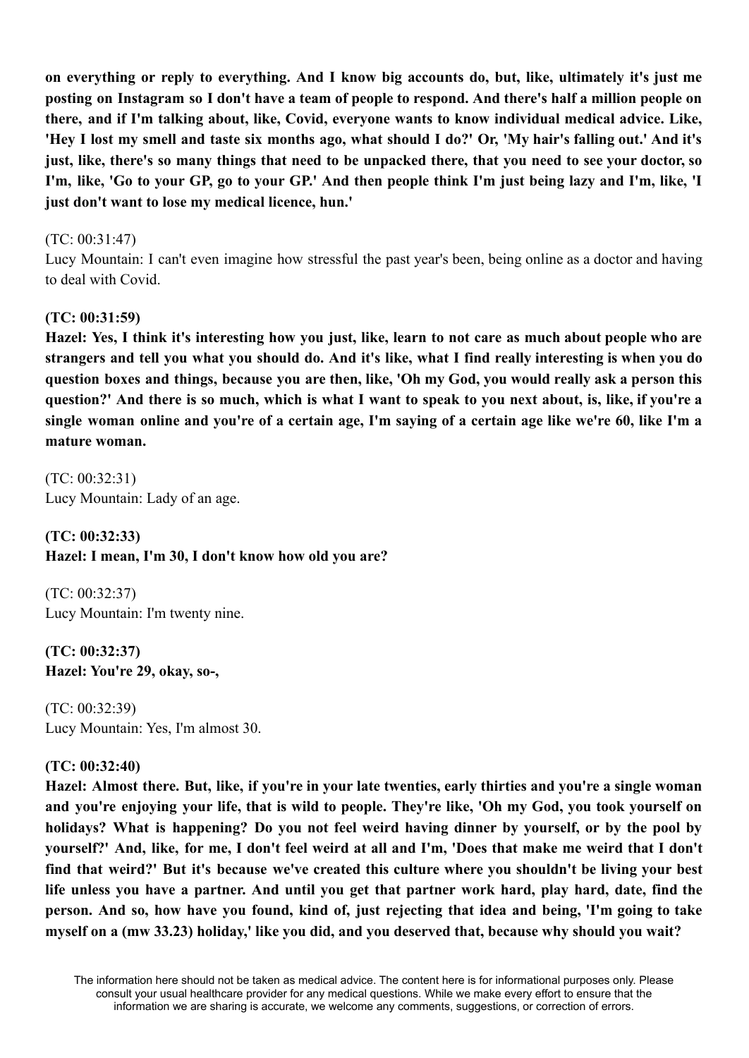**on everything or reply to everything. And I know big accounts do, but, like, ultimately it's just me posting on Instagram so I don't have a team of people to respond. And there's half a million people on there, and if I'm talking about, like, Covid, everyone wants to know individual medical advice. Like, 'Hey I lost my smell and taste six months ago, what should I do?' Or, 'My hair's falling out.' And it's just, like, there's so many things that need to be unpacked there, that you need to see your doctor, so I'm, like, 'Go to your GP, go to your GP.' And then people think I'm just being lazy and I'm, like, 'I just don't want to lose my medical licence, hun.'**

(TC: 00:31:47)
Lucy Mountain: I can't even imagine how stressful the past year's been, being online as a doctor and having to deal with Covid.

**(TC: 00:31:59)**
**Hazel: Yes, I think it's interesting how you just, like, learn to not care as much about people who are strangers and tell you what you should do. And it's like, what I find really interesting is when you do question boxes and things, because you are then, like, 'Oh my God, you would really ask a person this question?' And there is so much, which is what I want to speak to you next about, is, like, if you're a single woman online and you're of a certain age, I'm saying of a certain age like we're 60, like I'm a mature woman.**

(TC: 00:32:31)
Lucy Mountain: Lady of an age.

**(TC: 00:32:33)**
**Hazel: I mean, I'm 30, I don't know how old you are?**

(TC: 00:32:37)
Lucy Mountain: I'm twenty nine.

**(TC: 00:32:37)**
**Hazel: You're 29, okay, so-,**

(TC: 00:32:39)
Lucy Mountain: Yes, I'm almost 30.

**(TC: 00:32:40)**
**Hazel: Almost there. But, like, if you're in your late twenties, early thirties and you're a single woman and you're enjoying your life, that is wild to people. They're like, 'Oh my God, you took yourself on holidays? What is happening? Do you not feel weird having dinner by yourself, or by the pool by yourself?' And, like, for me, I don't feel weird at all and I'm, 'Does that make me weird that I don't find that weird?' But it's because we've created this culture where you shouldn't be living your best life unless you have a partner. And until you get that partner work hard, play hard, date, find the person. And so, how have you found, kind of, just rejecting that idea and being, 'I'm going to take myself on a (mw 33.23) holiday,' like you did, and you deserved that, because why should you wait?**

The information here should not be taken as medical advice. The content here is for informational purposes only. Please consult your usual healthcare provider for any medical questions. While we make every effort to ensure that the information we are sharing is accurate, we welcome any comments, suggestions, or correction of errors.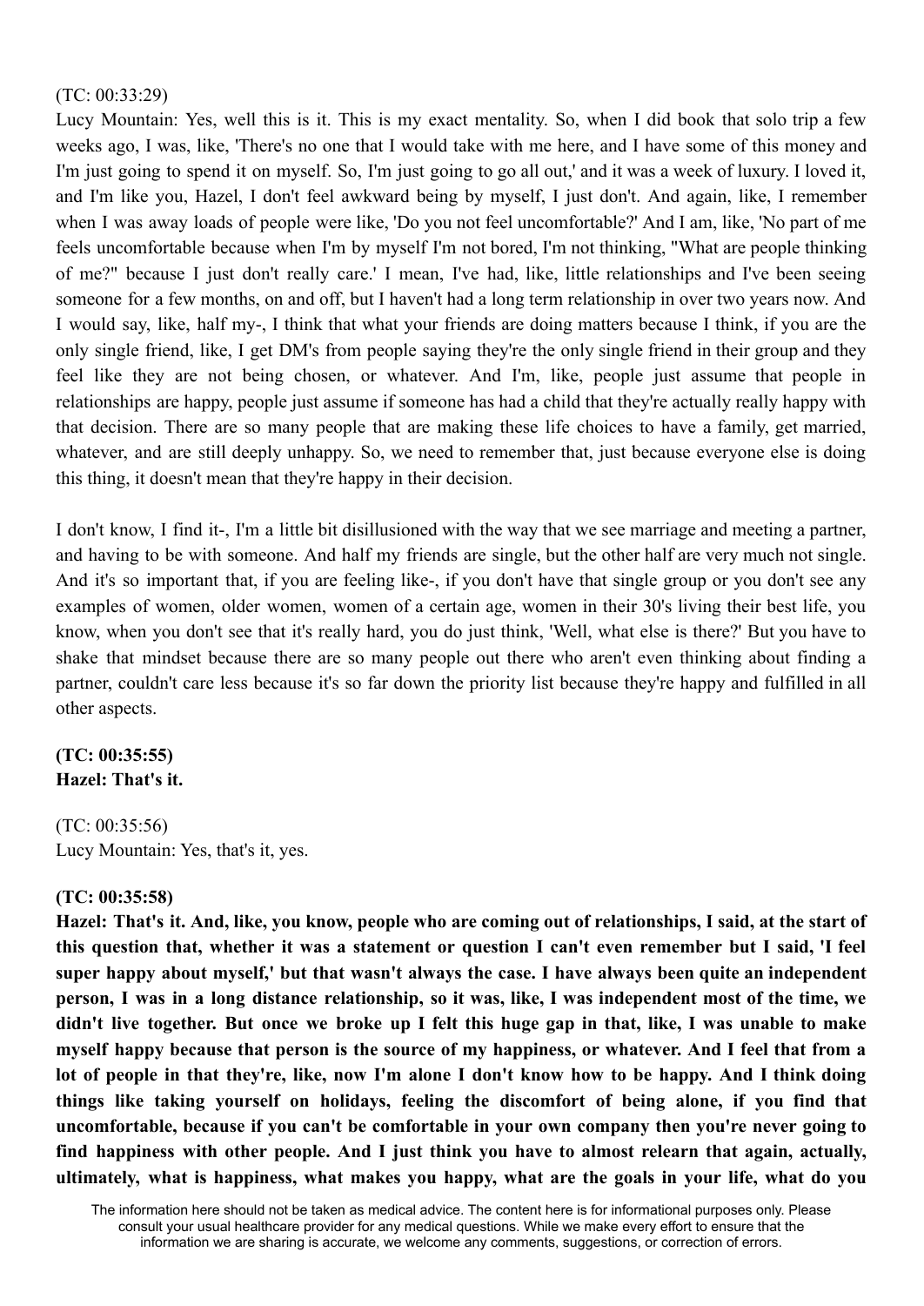(TC: 00:33:29)
Lucy Mountain: Yes, well this is it. This is my exact mentality. So, when I did book that solo trip a few weeks ago, I was, like, 'There's no one that I would take with me here, and I have some of this money and I'm just going to spend it on myself. So, I'm just going to go all out,' and it was a week of luxury. I loved it, and I'm like you, Hazel, I don't feel awkward being by myself, I just don't. And again, like, I remember when I was away loads of people were like, 'Do you not feel uncomfortable?' And I am, like, 'No part of me feels uncomfortable because when I'm by myself I'm not bored, I'm not thinking, "What are people thinking of me?" because I just don't really care.' I mean, I've had, like, little relationships and I've been seeing someone for a few months, on and off, but I haven't had a long term relationship in over two years now. And I would say, like, half my-, I think that what your friends are doing matters because I think, if you are the only single friend, like, I get DM's from people saying they're the only single friend in their group and they feel like they are not being chosen, or whatever. And I'm, like, people just assume that people in relationships are happy, people just assume if someone has had a child that they're actually really happy with that decision. There are so many people that are making these life choices to have a family, get married, whatever, and are still deeply unhappy. So, we need to remember that, just because everyone else is doing this thing, it doesn't mean that they're happy in their decision.

I don't know, I find it-, I'm a little bit disillusioned with the way that we see marriage and meeting a partner, and having to be with someone. And half my friends are single, but the other half are very much not single. And it's so important that, if you are feeling like-, if you don't have that single group or you don't see any examples of women, older women, women of a certain age, women in their 30's living their best life, you know, when you don't see that it's really hard, you do just think, 'Well, what else is there?' But you have to shake that mindset because there are so many people out there who aren't even thinking about finding a partner, couldn't care less because it's so far down the priority list because they're happy and fulfilled in all other aspects.

**(TC: 00:35:55)**
**Hazel: That's it.**

(TC: 00:35:56)
Lucy Mountain: Yes, that's it, yes.

**(TC: 00:35:58)**
**Hazel: That's it. And, like, you know, people who are coming out of relationships, I said, at the start of this question that, whether it was a statement or question I can't even remember but I said, 'I feel super happy about myself,' but that wasn't always the case. I have always been quite an independent person, I was in a long distance relationship, so it was, like, I was independent most of the time, we didn't live together. But once we broke up I felt this huge gap in that, like, I was unable to make myself happy because that person is the source of my happiness, or whatever. And I feel that from a lot of people in that they're, like, now I'm alone I don't know how to be happy. And I think doing things like taking yourself on holidays, feeling the discomfort of being alone, if you find that uncomfortable, because if you can't be comfortable in your own company then you're never going to find happiness with other people. And I just think you have to almost relearn that again, actually, ultimately, what is happiness, what makes you happy, what are the goals in your life, what do you**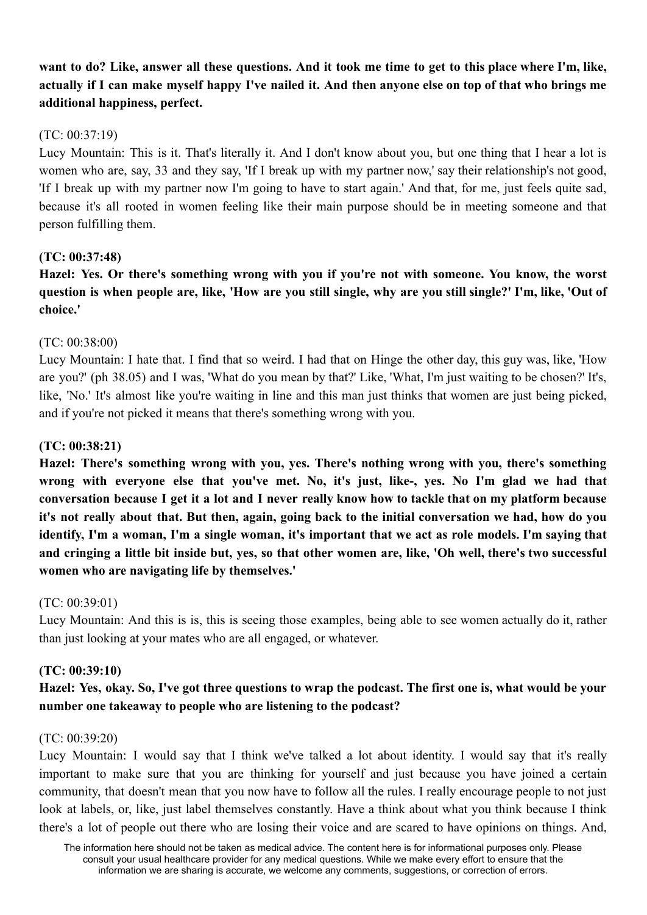**want to do? Like, answer all these questions. And it took me time to get to this place where I'm, like, actually if I can make myself happy I've nailed it. And then anyone else on top of that who brings me additional happiness, perfect.**

(TC: 00:37:19)

Lucy Mountain: This is it. That's literally it. And I don't know about you, but one thing that I hear a lot is women who are, say, 33 and they say, 'If I break up with my partner now,' say their relationship's not good, 'If I break up with my partner now I'm going to have to start again.' And that, for me, just feels quite sad, because it's all rooted in women feeling like their main purpose should be in meeting someone and that person fulfilling them.

**(TC: 00:37:48)**

**Hazel: Yes. Or there's something wrong with you if you're not with someone. You know, the worst question is when people are, like, 'How are you still single, why are you still single?' I'm, like, 'Out of choice.'**

(TC: 00:38:00)

Lucy Mountain: I hate that. I find that so weird. I had that on Hinge the other day, this guy was, like, 'How are you?' (ph 38.05) and I was, 'What do you mean by that?' Like, 'What, I'm just waiting to be chosen?' It's, like, 'No.' It's almost like you're waiting in line and this man just thinks that women are just being picked, and if you're not picked it means that there's something wrong with you.

**(TC: 00:38:21)**

**Hazel: There's something wrong with you, yes. There's nothing wrong with you, there's something wrong with everyone else that you've met. No, it's just, like-, yes. No I'm glad we had that conversation because I get it a lot and I never really know how to tackle that on my platform because it's not really about that. But then, again, going back to the initial conversation we had, how do you identify, I'm a woman, I'm a single woman, it's important that we act as role models. I'm saying that and cringing a little bit inside but, yes, so that other women are, like, 'Oh well, there's two successful women who are navigating life by themselves.'**

(TC: 00:39:01)

Lucy Mountain: And this is is, this is seeing those examples, being able to see women actually do it, rather than just looking at your mates who are all engaged, or whatever.

**(TC: 00:39:10)**

**Hazel: Yes, okay. So, I've got three questions to wrap the podcast. The first one is, what would be your number one takeaway to people who are listening to the podcast?**

(TC: 00:39:20)

Lucy Mountain: I would say that I think we've talked a lot about identity. I would say that it's really important to make sure that you are thinking for yourself and just because you have joined a certain community, that doesn't mean that you now have to follow all the rules. I really encourage people to not just look at labels, or, like, just label themselves constantly. Have a think about what you think because I think there's a lot of people out there who are losing their voice and are scared to have opinions on things. And,

The information here should not be taken as medical advice. The content here is for informational purposes only. Please consult your usual healthcare provider for any medical questions. While we make every effort to ensure that the information we are sharing is accurate, we welcome any comments, suggestions, or correction of errors.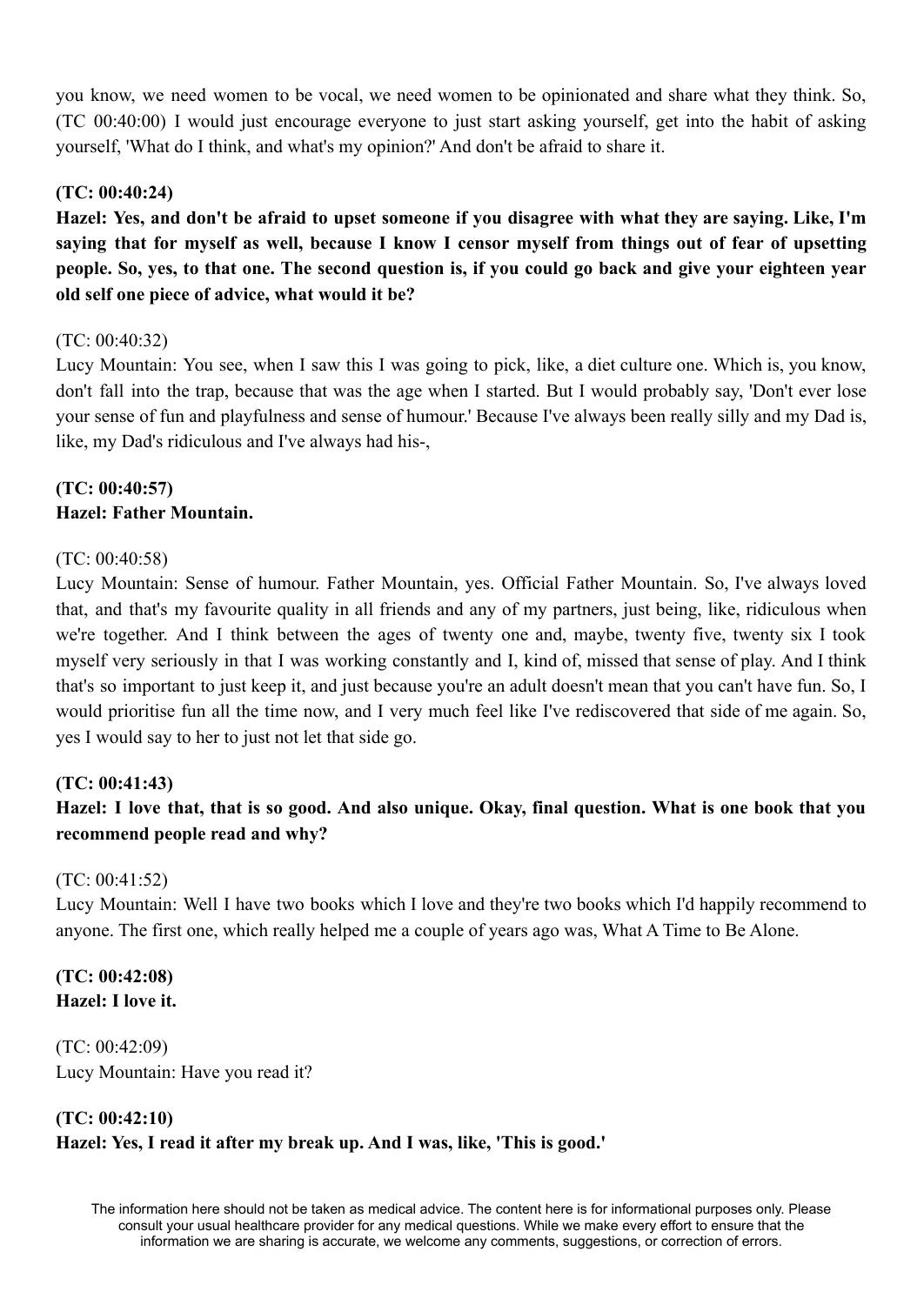you know, we need women to be vocal, we need women to be opinionated and share what they think. So, (TC 00:40:00) I would just encourage everyone to just start asking yourself, get into the habit of asking yourself, 'What do I think, and what's my opinion?' And don't be afraid to share it.

**(TC: 00:40:24)**
**Hazel: Yes, and don't be afraid to upset someone if you disagree with what they are saying. Like, I'm saying that for myself as well, because I know I censor myself from things out of fear of upsetting people. So, yes, to that one. The second question is, if you could go back and give your eighteen year old self one piece of advice, what would it be?**

(TC: 00:40:32)
Lucy Mountain: You see, when I saw this I was going to pick, like, a diet culture one. Which is, you know, don't fall into the trap, because that was the age when I started. But I would probably say, 'Don't ever lose your sense of fun and playfulness and sense of humour.' Because I've always been really silly and my Dad is, like, my Dad's ridiculous and I've always had his-,

**(TC: 00:40:57)**
**Hazel: Father Mountain.**

(TC: 00:40:58)
Lucy Mountain: Sense of humour. Father Mountain, yes. Official Father Mountain. So, I've always loved that, and that's my favourite quality in all friends and any of my partners, just being, like, ridiculous when we're together. And I think between the ages of twenty one and, maybe, twenty five, twenty six I took myself very seriously in that I was working constantly and I, kind of, missed that sense of play. And I think that's so important to just keep it, and just because you're an adult doesn't mean that you can't have fun. So, I would prioritise fun all the time now, and I very much feel like I've rediscovered that side of me again. So, yes I would say to her to just not let that side go.

**(TC: 00:41:43)**
**Hazel: I love that, that is so good. And also unique. Okay, final question. What is one book that you recommend people read and why?**

(TC: 00:41:52)
Lucy Mountain: Well I have two books which I love and they're two books which I'd happily recommend to anyone. The first one, which really helped me a couple of years ago was, What A Time to Be Alone.

**(TC: 00:42:08)**
**Hazel: I love it.**

(TC: 00:42:09)
Lucy Mountain: Have you read it?

**(TC: 00:42:10)**
**Hazel: Yes, I read it after my break up. And I was, like, 'This is good.'**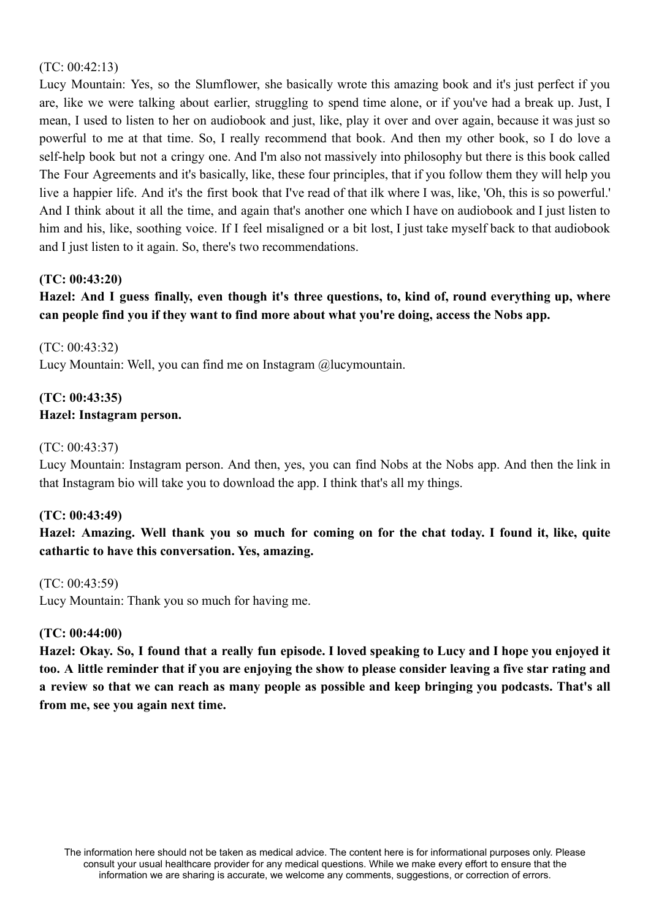(TC: 00:42:13)
Lucy Mountain: Yes, so the Slumflower, she basically wrote this amazing book and it's just perfect if you are, like we were talking about earlier, struggling to spend time alone, or if you've had a break up. Just, I mean, I used to listen to her on audiobook and just, like, play it over and over again, because it was just so powerful to me at that time. So, I really recommend that book. And then my other book, so I do love a self-help book but not a cringy one. And I'm also not massively into philosophy but there is this book called The Four Agreements and it's basically, like, these four principles, that if you follow them they will help you live a happier life. And it's the first book that I've read of that ilk where I was, like, 'Oh, this is so powerful.' And I think about it all the time, and again that's another one which I have on audiobook and I just listen to him and his, like, soothing voice. If I feel misaligned or a bit lost, I just take myself back to that audiobook and I just listen to it again. So, there's two recommendations.

**(TC: 00:43:20)**
**Hazel: And I guess finally, even though it's three questions, to, kind of, round everything up, where can people find you if they want to find more about what you're doing, access the Nobs app.**

(TC: 00:43:32)
Lucy Mountain: Well, you can find me on Instagram @lucymountain.

**(TC: 00:43:35)**
**Hazel: Instagram person.**

(TC: 00:43:37)
Lucy Mountain: Instagram person. And then, yes, you can find Nobs at the Nobs app. And then the link in that Instagram bio will take you to download the app. I think that's all my things.

**(TC: 00:43:49)**
**Hazel: Amazing. Well thank you so much for coming on for the chat today. I found it, like, quite cathartic to have this conversation. Yes, amazing.**

(TC: 00:43:59)
Lucy Mountain: Thank you so much for having me.

**(TC: 00:44:00)**
**Hazel: Okay. So, I found that a really fun episode. I loved speaking to Lucy and I hope you enjoyed it too. A little reminder that if you are enjoying the show to please consider leaving a five star rating and a review so that we can reach as many people as possible and keep bringing you podcasts. That's all from me, see you again next time.**